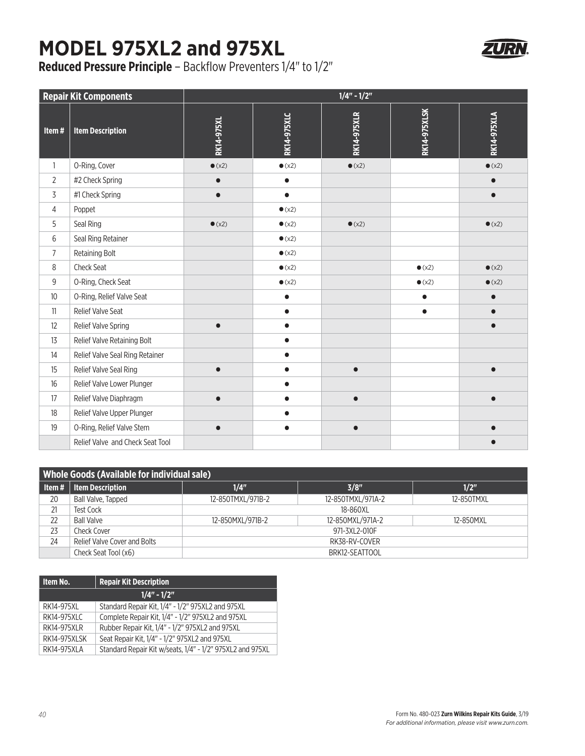# MODEL 975XL2 and 975XL

**Reduced Pressure Principle** – Backflow Preventers 1/4" to 1/2"

| Repair Kit Components | | 1/4" - 1/2" | | | | |
|---|---|---|---|---|---|---|
| **Item #** | **Item Description** | **RK14-975XL** | **RK14-975XLC** | **RK14-975XLR** | **RK14-975XLSK** | **RK14-975XLA** |
| 1 | O-Ring, Cover | ● (x2) | ● (x2) | ● (x2) | | ● (x2) |
| 2 | #2 Check Spring | ● | ● | | | ● |
| 3 | #1 Check Spring | ● | ● | | | ● |
| 4 | Poppet | | ● (x2) | | | |
| 5 | Seal Ring | ● (x2) | ● (x2) | ● (x2) | | ● (x2) |
| 6 | Seal Ring Retainer | | ● (x2) | | | |
| 7 | Retaining Bolt | | ● (x2) | | | |
| 8 | Check Seat | | ● (x2) | | ● (x2) | ● (x2) |
| 9 | O-Ring, Check Seat | | ● (x2) | | ● (x2) | ● (x2) |
| 10 | O-Ring, Relief Valve Seat | | ● | | ● | ● |
| 11 | Relief Valve Seat | | ● | | ● | ● |
| 12 | Relief Valve Spring | ● | ● | | | ● |
| 13 | Relief Valve Retaining Bolt | | ● | | | |
| 14 | Relief Valve Seal Ring Retainer | | ● | | | |
| 15 | Relief Valve Seal Ring | ● | ● | ● | | ● |
| 16 | Relief Valve Lower Plunger | | ● | | | |
| 17 | Relief Valve Diaphragm | ● | ● | ● | | ● |
| 18 | Relief Valve Upper Plunger | | ● | | | |
| 19 | O-Ring, Relief Valve Stem | ● | ● | ● | | ● |
| | Relief Valve and Check Seat Tool | | | | | ● |

| Whole Goods (Available for individual sale) | | | | |
|---|---|---|---|---|
| **Item #** | **Item Description** | **1/4"** | **3/8"** | **1/2"** |
| 20 | Ball Valve, Tapped | 12-850TMXL/971B-2 | 12-850TMXL/971A-2 | 12-850TMXL |
| 21 | Test Cock | 18-860XL | | |
| 22 | Ball Valve | 12-850MXL/971B-2 | 12-850MXL/971A-2 | 12-850MXL |
| 23 | Check Cover | 971-3XL2-010F | | |
| 24 | Relief Valve Cover and Bolts | RK38-RV-COVER | | |
| | Check Seat Tool (x6) | BRK12-SEATTOOL | | |

| Item No. | Repair Kit Description |
|---|---|
| **1/4" - 1/2"** | |
| RK14-975XL | Standard Repair Kit, 1/4" - 1/2" 975XL2 and 975XL |
| RK14-975XLC | Complete Repair Kit, 1/4" - 1/2" 975XL2 and 975XL |
| RK14-975XLR | Rubber Repair Kit, 1/4" - 1/2" 975XL2 and 975XL |
| RK14-975XLSK | Seat Repair Kit, 1/4" - 1/2" 975XL2 and 975XL |
| RK14-975XLA | Standard Repair Kit w/seats, 1/4" - 1/2" 975XL2 and 975XL |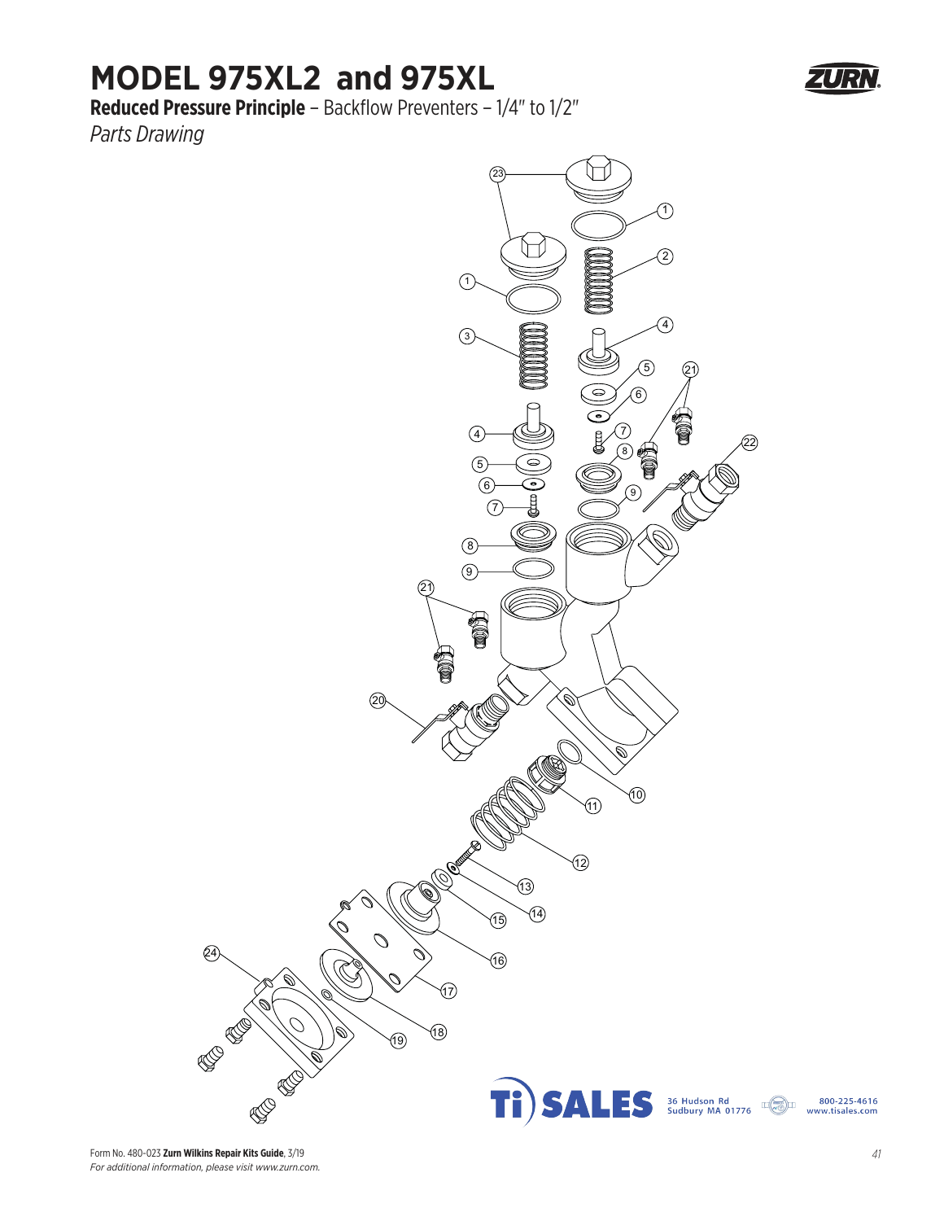# MODEL 975XL2 and 975XL

**Reduced Pressure Principle** – Backflow Preventers – 1/4" to 1/2"

*Parts Drawing*

23
1
2
1
4
3
5
21
6
7
22
4
8
5
9
6
7
8
9
21
20
10
11
12
13
14
15
16
24
17
18
19

Ti) SALES 36 Hudson Rd Sudbury MA 01776 800-225-4616 www.tisales.com

Form No. 480-023 **Zurn Wilkins Repair Kits Guide**, 3/19
*For additional information, please visit www.zurn.com.*